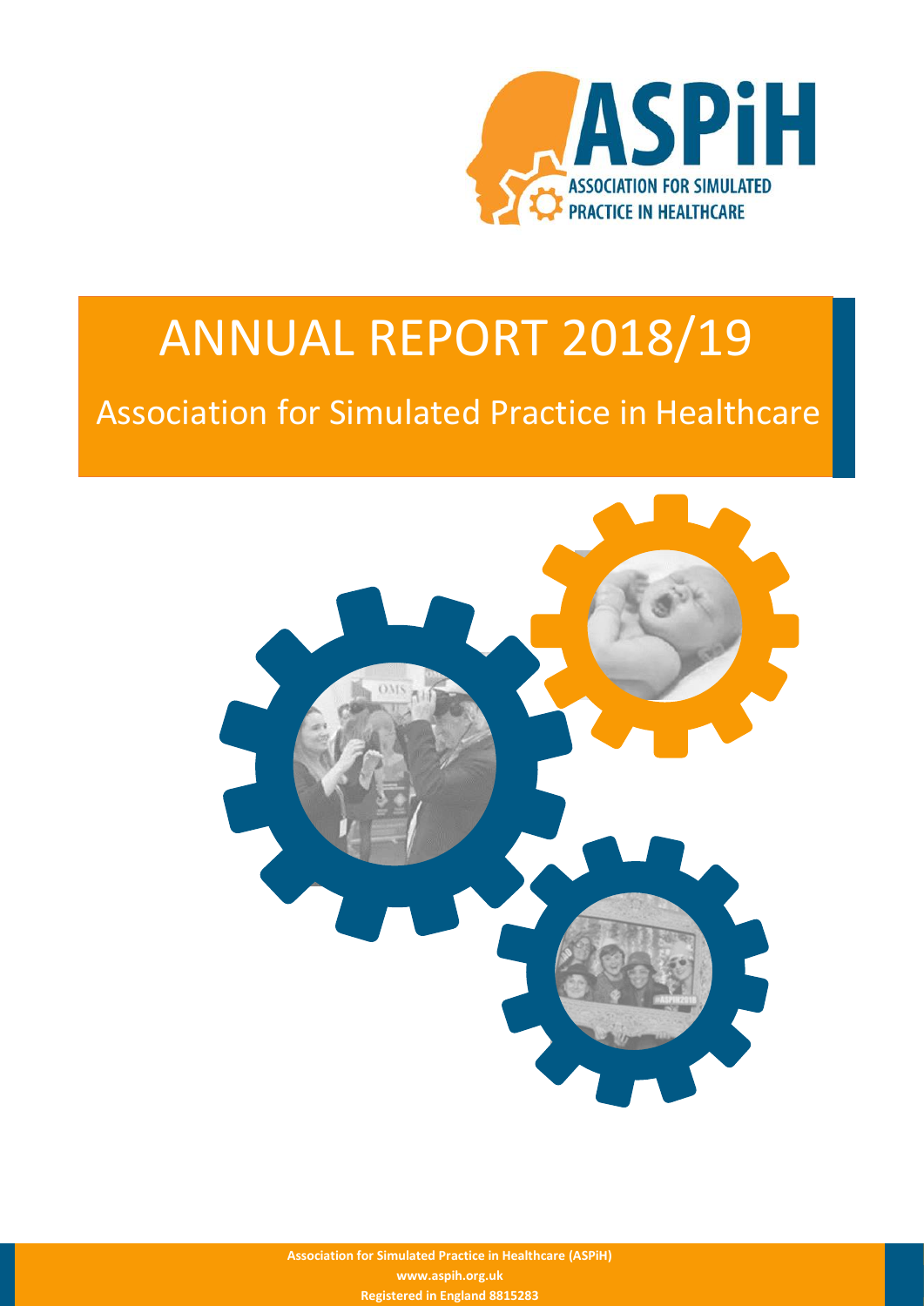# ANNUAL REPORT 2018/19

## Association for Simulated Practice in Healthcare

**Association for Simulated Practice in Healthcare (ASPiH)**
**www.aspih.org.uk**
**Registered in England 8815283**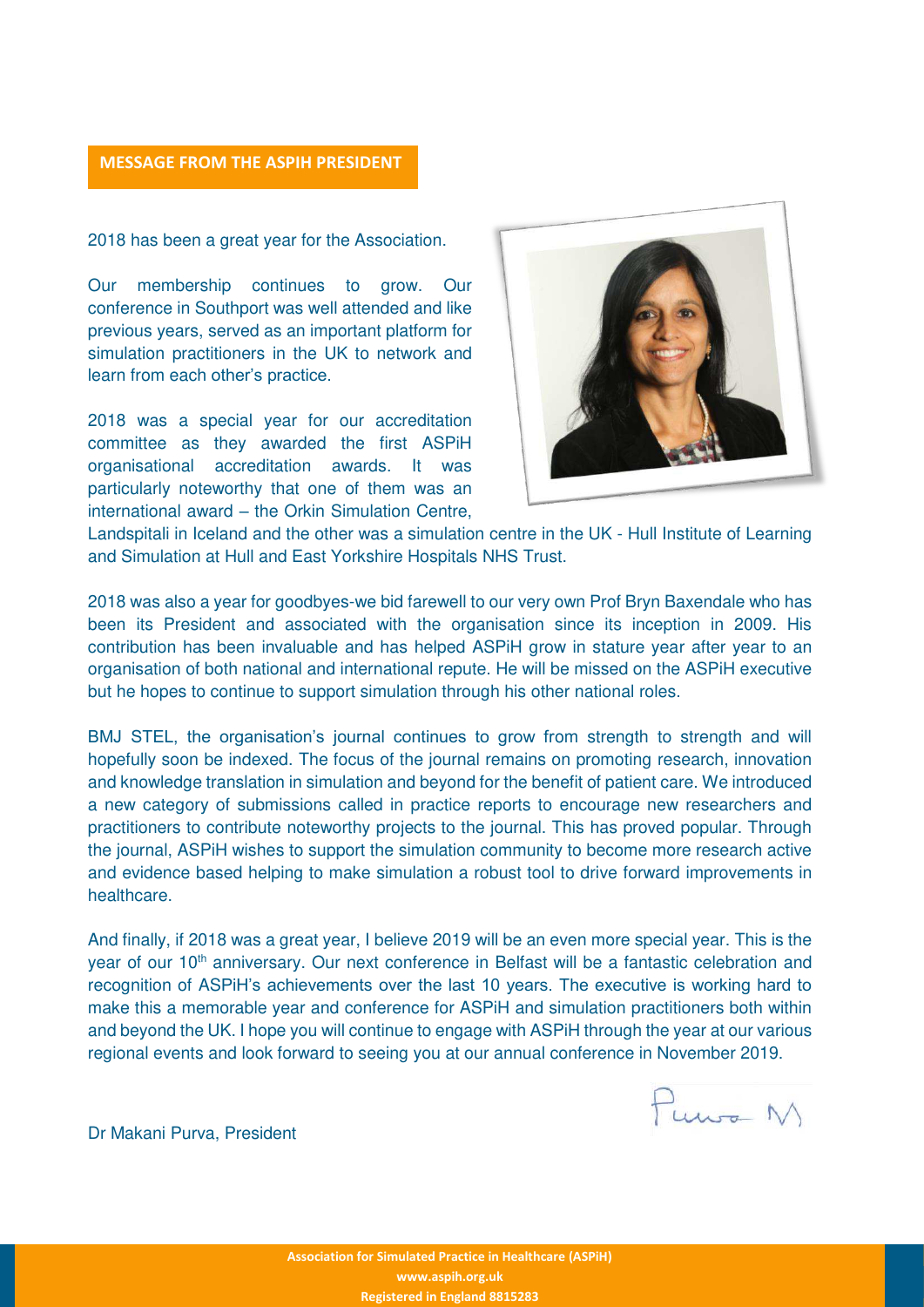## MESSAGE FROM THE ASPIH PRESIDENT

2018 has been a great year for the Association.

Our membership continues to grow. Our conference in Southport was well attended and like previous years, served as an important platform for simulation practitioners in the UK to network and learn from each other's practice.

2018 was a special year for our accreditation committee as they awarded the first ASPiH organisational accreditation awards. It was particularly noteworthy that one of them was an international award – the Orkin Simulation Centre, Landspitali in Iceland and the other was a simulation centre in the UK - Hull Institute of Learning and Simulation at Hull and East Yorkshire Hospitals NHS Trust.

2018 was also a year for goodbyes-we bid farewell to our very own Prof Bryn Baxendale who has been its President and associated with the organisation since its inception in 2009. His contribution has been invaluable and has helped ASPiH grow in stature year after year to an organisation of both national and international repute. He will be missed on the ASPiH executive but he hopes to continue to support simulation through his other national roles.

BMJ STEL, the organisation's journal continues to grow from strength to strength and will hopefully soon be indexed. The focus of the journal remains on promoting research, innovation and knowledge translation in simulation and beyond for the benefit of patient care. We introduced a new category of submissions called in practice reports to encourage new researchers and practitioners to contribute noteworthy projects to the journal. This has proved popular. Through the journal, ASPiH wishes to support the simulation community to become more research active and evidence based helping to make simulation a robust tool to drive forward improvements in healthcare.

And finally, if 2018 was a great year, I believe 2019 will be an even more special year. This is the year of our 10th anniversary. Our next conference in Belfast will be a fantastic celebration and recognition of ASPiH's achievements over the last 10 years. The executive is working hard to make this a memorable year and conference for ASPiH and simulation practitioners both within and beyond the UK. I hope you will continue to engage with ASPiH through the year at our various regional events and look forward to seeing you at our annual conference in November 2019.

Purva M

Dr Makani Purva, President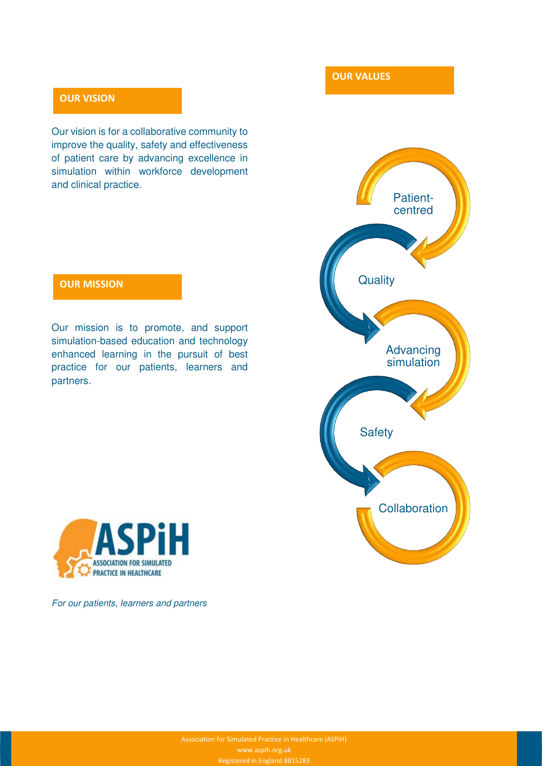## OUR VISION

Our vision is for a collaborative community to improve the quality, safety and effectiveness of patient care by advancing excellence in simulation within workforce development and clinical practice.

## OUR MISSION

Our mission is to promote, and support simulation-based education and technology enhanced learning in the pursuit of best practice for our patients, learners and partners.

## OUR VALUES

- Patient-centred
- Quality
- Advancing simulation
- Safety
- Collaboration

ASPiH
ASSOCIATION FOR SIMULATED PRACTICE IN HEALTHCARE

*For our patients, learners and partners*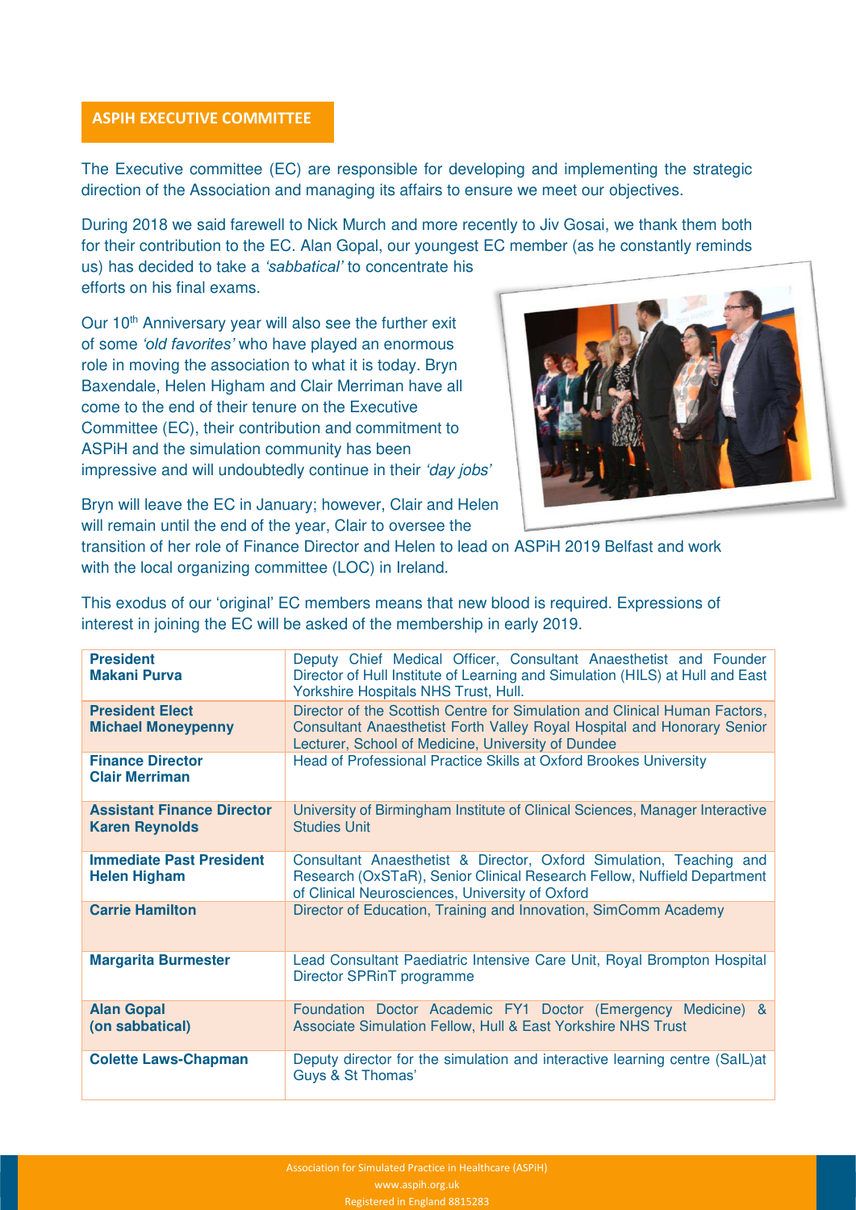## ASPIH EXECUTIVE COMMITTEE

The Executive committee (EC) are responsible for developing and implementing the strategic direction of the Association and managing its affairs to ensure we meet our objectives.

During 2018 we said farewell to Nick Murch and more recently to Jiv Gosai, we thank them both for their contribution to the EC. Alan Gopal, our youngest EC member (as he constantly reminds us) has decided to take a *'sabbatical'* to concentrate his efforts on his final exams.

Our 10th Anniversary year will also see the further exit of some *'old favorites'* who have played an enormous role in moving the association to what it is today. Bryn Baxendale, Helen Higham and Clair Merriman have all come to the end of their tenure on the Executive Committee (EC), their contribution and commitment to ASPiH and the simulation community has been impressive and will undoubtedly continue in their *'day jobs'*

Bryn will leave the EC in January; however, Clair and Helen will remain until the end of the year, Clair to oversee the transition of her role of Finance Director and Helen to lead on ASPiH 2019 Belfast and work with the local organizing committee (LOC) in Ireland.

This exodus of our 'original' EC members means that new blood is required. Expressions of interest in joining the EC will be asked of the membership in early 2019.

| | |
|---|---|
| **President**<br>**Makani Purva** | Deputy Chief Medical Officer, Consultant Anaesthetist and Founder Director of Hull Institute of Learning and Simulation (HILS) at Hull and East Yorkshire Hospitals NHS Trust, Hull. |
| **President Elect**<br>**Michael Moneypenny** | Director of the Scottish Centre for Simulation and Clinical Human Factors, Consultant Anaesthetist Forth Valley Royal Hospital and Honorary Senior Lecturer, School of Medicine, University of Dundee |
| **Finance Director**<br>**Clair Merriman** | Head of Professional Practice Skills at Oxford Brookes University |
| **Assistant Finance Director**<br>**Karen Reynolds** | University of Birmingham Institute of Clinical Sciences, Manager Interactive Studies Unit |
| **Immediate Past President**<br>**Helen Higham** | Consultant Anaesthetist & Director, Oxford Simulation, Teaching and Research (OxSTaR), Senior Clinical Research Fellow, Nuffield Department of Clinical Neurosciences, University of Oxford |
| **Carrie Hamilton** | Director of Education, Training and Innovation, SimComm Academy |
| **Margarita Burmester** | Lead Consultant Paediatric Intensive Care Unit, Royal Brompton Hospital Director SPRinT programme |
| **Alan Gopal**<br>**(on sabbatical)** | Foundation Doctor Academic FY1 Doctor (Emergency Medicine) & Associate Simulation Fellow, Hull & East Yorkshire NHS Trust |
| **Colette Laws-Chapman** | Deputy director for the simulation and interactive learning centre (SaIL)at Guys & St Thomas' |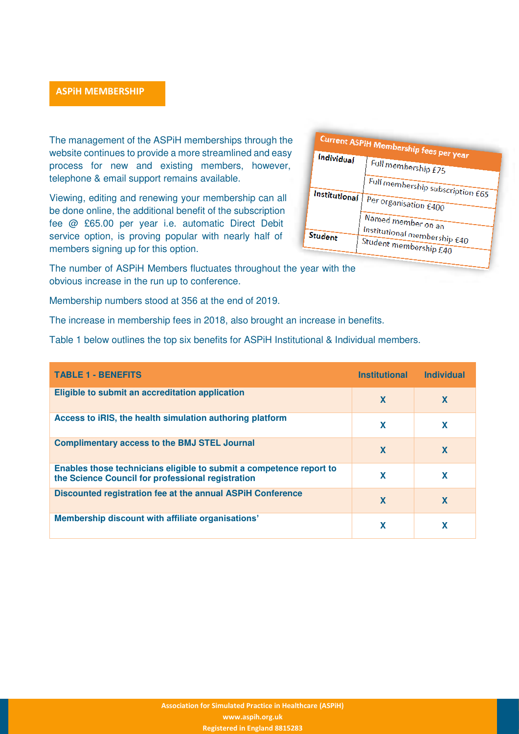## ASPiH MEMBERSHIP

The management of the ASPiH memberships through the website continues to provide a more streamlined and easy process for new and existing members, however, telephone & email support remains available.

Viewing, editing and renewing your membership can all be done online, the additional benefit of the subscription fee @ £65.00 per year i.e. automatic Direct Debit service option, is proving popular with nearly half of members signing up for this option.

| Current ASPiH Membership fees per year | |
|---|---|
| Individual | Full membership £75 |
| | Full membership subscription £65 |
| Institutional | Per organisation £400 |
| | Named member on an Institutional membership £40 |
| Student | Student membership £40 |

The number of ASPiH Members fluctuates throughout the year with the obvious increase in the run up to conference.

Membership numbers stood at 356 at the end of 2019.

The increase in membership fees in 2018, also brought an increase in benefits.

Table 1 below outlines the top six benefits for ASPiH Institutional & Individual members.

| TABLE 1 - BENEFITS | Institutional | Individual |
|---|---|---|
| Eligible to submit an accreditation application | X | X |
| Access to iRIS, the health simulation authoring platform | X | X |
| Complimentary access to the BMJ STEL Journal | X | X |
| Enables those technicians eligible to submit a competence report to the Science Council for professional registration | X | X |
| Discounted registration fee at the annual ASPiH Conference | X | X |
| Membership discount with affiliate organisations' | X | X |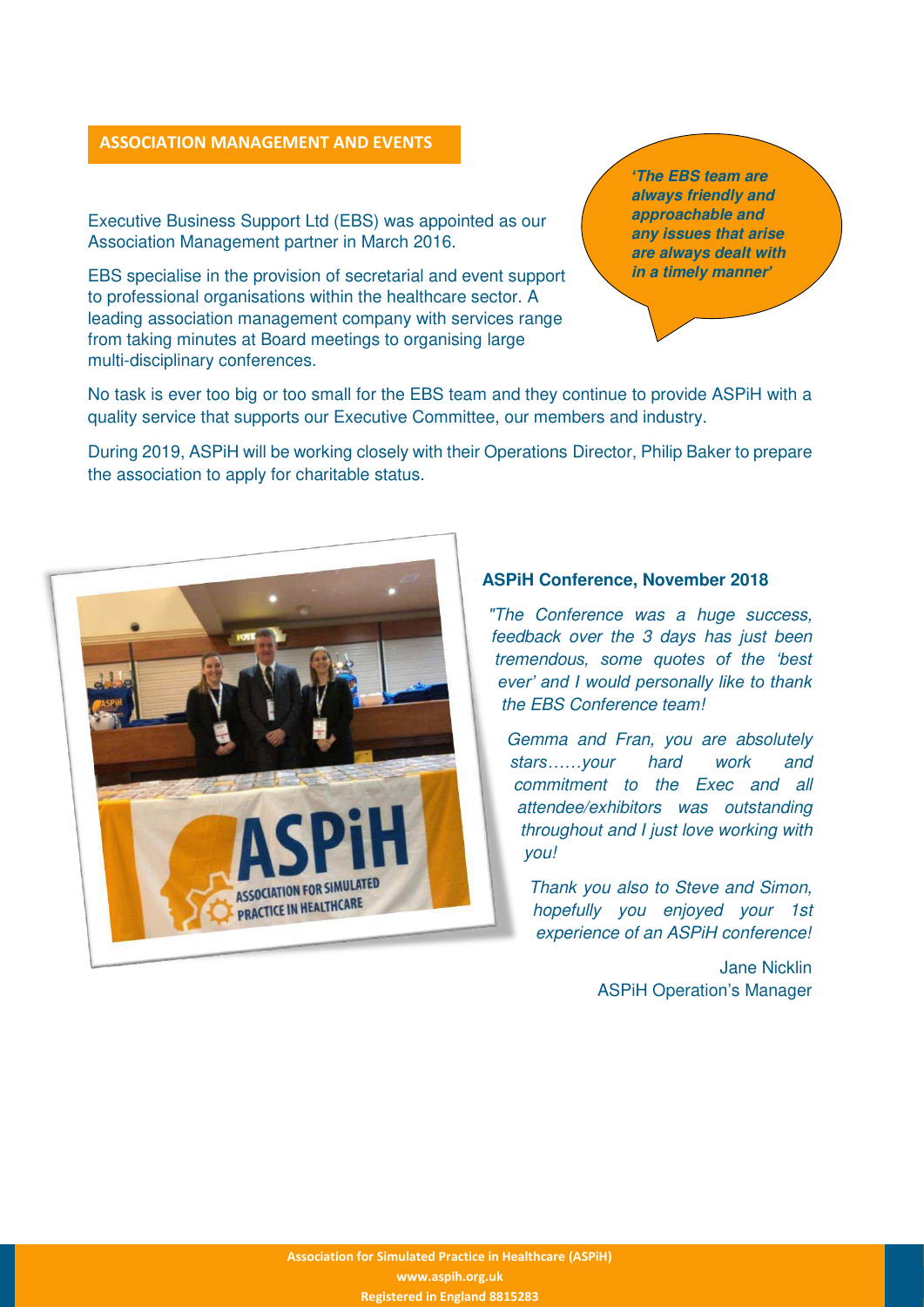## ASSOCIATION MANAGEMENT AND EVENTS

Executive Business Support Ltd (EBS) was appointed as our Association Management partner in March 2016.

EBS specialise in the provision of secretarial and event support to professional organisations within the healthcare sector. A leading association management company with services range from taking minutes at Board meetings to organising large multi-disciplinary conferences.

***'The EBS team are always friendly and approachable and any issues that arise are always dealt with in a timely manner'***

No task is ever too big or too small for the EBS team and they continue to provide ASPiH with a quality service that supports our Executive Committee, our members and industry.

During 2019, ASPiH will be working closely with their Operations Director, Philip Baker to prepare the association to apply for charitable status.

**ASPiH Conference, November 2018**

*"The Conference was a huge success, feedback over the 3 days has just been tremendous, some quotes of the 'best ever' and I would personally like to thank the EBS Conference team!*

*Gemma and Fran, you are absolutely stars……your hard work and commitment to the Exec and all attendee/exhibitors was outstanding throughout and I just love working with you!*

*Thank you also to Steve and Simon, hopefully you enjoyed your 1st experience of an ASPiH conference!*

Jane Nicklin
ASPiH Operation's Manager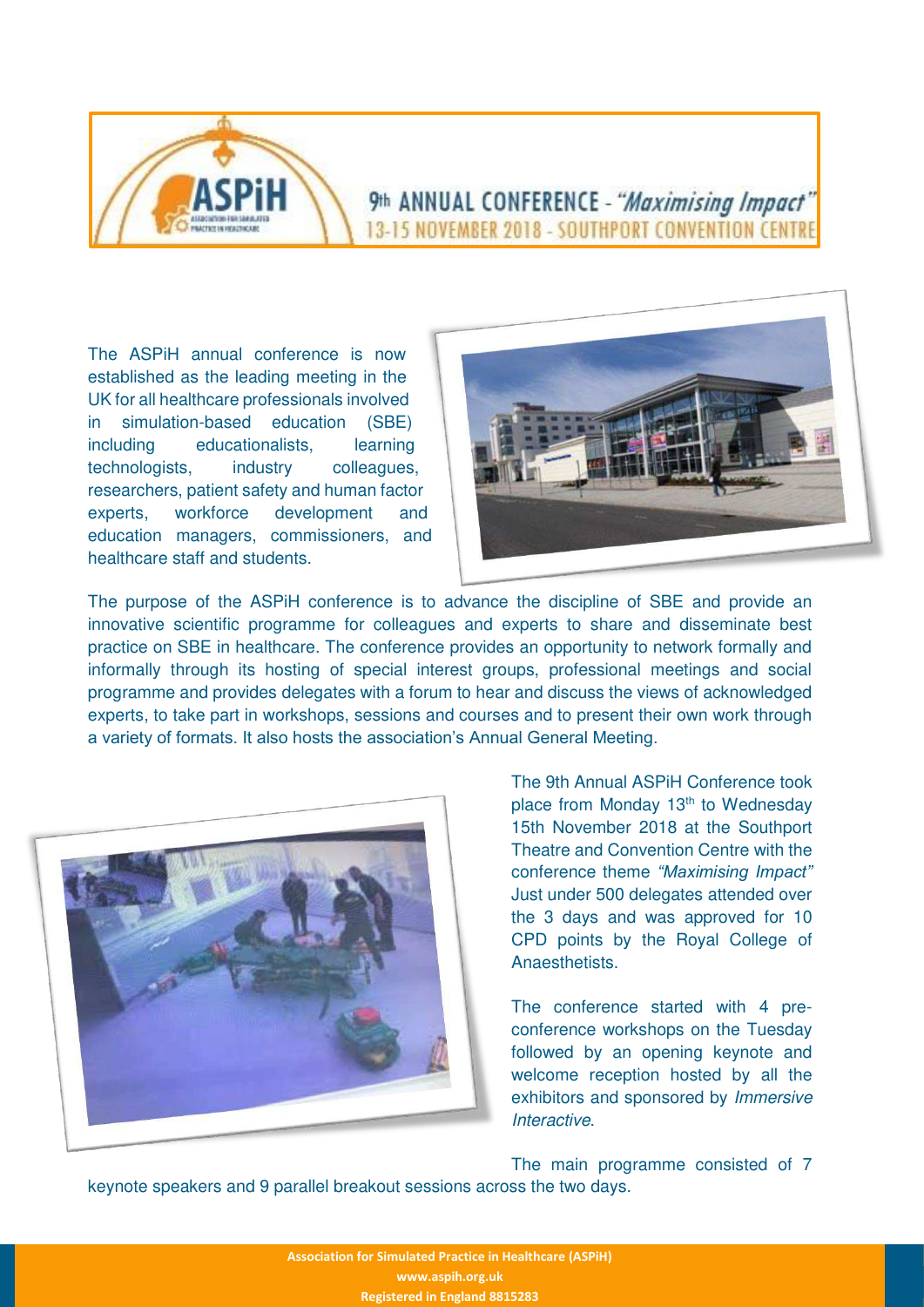# 9th ANNUAL CONFERENCE - *"Maximising Impact"*

## 13-15 NOVEMBER 2018 - SOUTHPORT CONVENTION CENTRE

The ASPiH annual conference is now established as the leading meeting in the UK for all healthcare professionals involved in simulation-based education (SBE) including educationalists, learning technologists, industry colleagues, researchers, patient safety and human factor experts, workforce development and education managers, commissioners, and healthcare staff and students.

The purpose of the ASPiH conference is to advance the discipline of SBE and provide an innovative scientific programme for colleagues and experts to share and disseminate best practice on SBE in healthcare. The conference provides an opportunity to network formally and informally through its hosting of special interest groups, professional meetings and social programme and provides delegates with a forum to hear and discuss the views of acknowledged experts, to take part in workshops, sessions and courses and to present their own work through a variety of formats. It also hosts the association's Annual General Meeting.

The 9th Annual ASPiH Conference took place from Monday 13th to Wednesday 15th November 2018 at the Southport Theatre and Convention Centre with the conference theme *"Maximising Impact"* Just under 500 delegates attended over the 3 days and was approved for 10 CPD points by the Royal College of Anaesthetists.

The conference started with 4 pre-conference workshops on the Tuesday followed by an opening keynote and welcome reception hosted by all the exhibitors and sponsored by *Immersive Interactive*.

The main programme consisted of 7 keynote speakers and 9 parallel breakout sessions across the two days.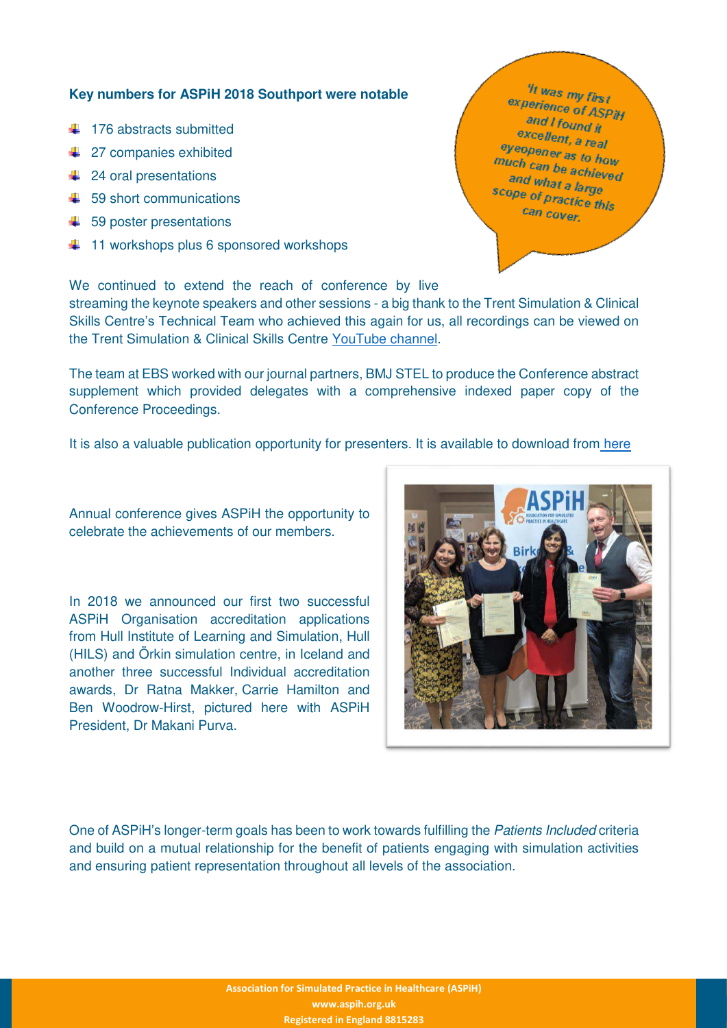**Key numbers for ASPiH 2018 Southport were notable**

- 176 abstracts submitted
- 27 companies exhibited
- 24 oral presentations
- 59 short communications
- 59 poster presentations
- 11 workshops plus 6 sponsored workshops

*'It was my first experience of ASPiH and I found it excellent, a real eyeopener as to how much can be achieved and what a large scope of practice this can cover.*

We continued to extend the reach of conference by live streaming the keynote speakers and other sessions - a big thank to the Trent Simulation & Clinical Skills Centre's Technical Team who achieved this again for us, all recordings can be viewed on the Trent Simulation & Clinical Skills Centre YouTube channel.

The team at EBS worked with our journal partners, BMJ STEL to produce the Conference abstract supplement which provided delegates with a comprehensive indexed paper copy of the Conference Proceedings.

It is also a valuable publication opportunity for presenters. It is available to download from here

Annual conference gives ASPiH the opportunity to celebrate the achievements of our members.

In 2018 we announced our first two successful ASPiH Organisation accreditation applications from Hull Institute of Learning and Simulation, Hull (HILS) and Örkin simulation centre, in Iceland and another three successful Individual accreditation awards, Dr Ratna Makker, Carrie Hamilton and Ben Woodrow-Hirst, pictured here with ASPiH President, Dr Makani Purva.

One of ASPiH's longer-term goals has been to work towards fulfilling the *Patients Included* criteria and build on a mutual relationship for the benefit of patients engaging with simulation activities and ensuring patient representation throughout all levels of the association.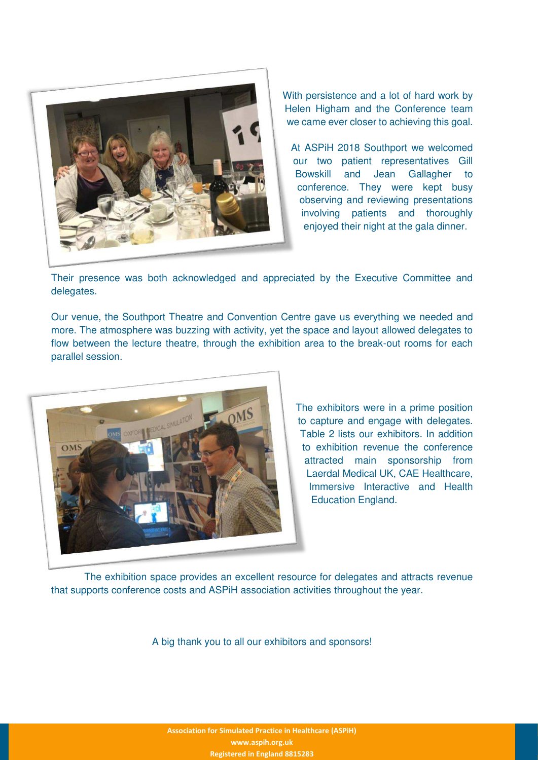With persistence and a lot of hard work by Helen Higham and the Conference team we came ever closer to achieving this goal.

At ASPiH 2018 Southport we welcomed our two patient representatives Gill Bowskill and Jean Gallagher to conference. They were kept busy observing and reviewing presentations involving patients and thoroughly enjoyed their night at the gala dinner.

Their presence was both acknowledged and appreciated by the Executive Committee and delegates.

Our venue, the Southport Theatre and Convention Centre gave us everything we needed and more. The atmosphere was buzzing with activity, yet the space and layout allowed delegates to flow between the lecture theatre, through the exhibition area to the break-out rooms for each parallel session.

The exhibitors were in a prime position to capture and engage with delegates. Table 2 lists our exhibitors. In addition to exhibition revenue the conference attracted main sponsorship from Laerdal Medical UK, CAE Healthcare, Immersive Interactive and Health Education England.

The exhibition space provides an excellent resource for delegates and attracts revenue that supports conference costs and ASPiH association activities throughout the year.

A big thank you to all our exhibitors and sponsors!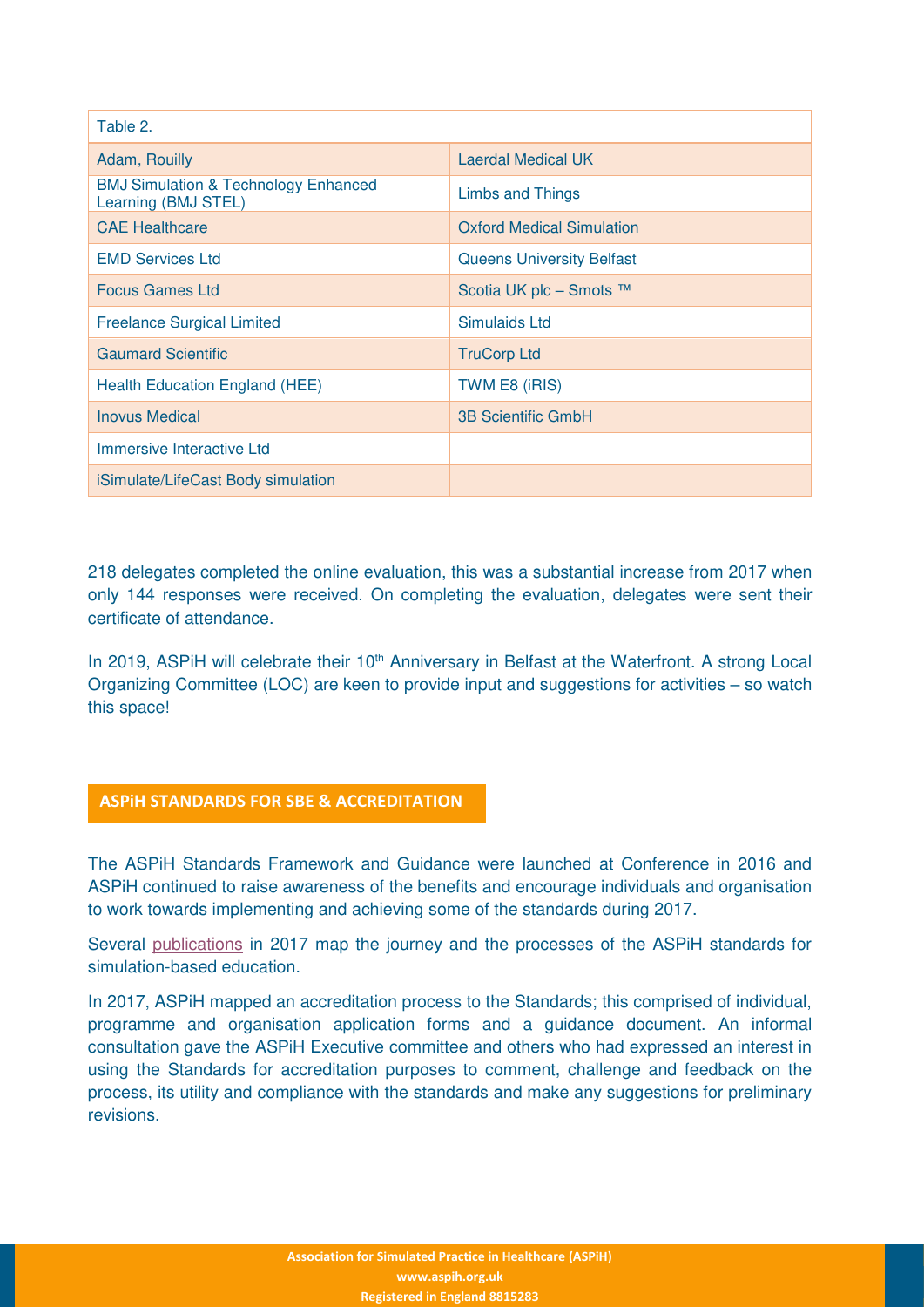| Table 2. | |
|---|---|
| Adam, Rouilly | Laerdal Medical UK |
| BMJ Simulation & Technology Enhanced Learning (BMJ STEL) | Limbs and Things |
| CAE Healthcare | Oxford Medical Simulation |
| EMD Services Ltd | Queens University Belfast |
| Focus Games Ltd | Scotia UK plc – Smots ™ |
| Freelance Surgical Limited | Simulaids Ltd |
| Gaumard Scientific | TruCorp Ltd |
| Health Education England (HEE) | TWM E8 (iRIS) |
| Inovus Medical | 3B Scientific GmbH |
| Immersive Interactive Ltd | |
| iSimulate/LifeCast Body simulation | |

218 delegates completed the online evaluation, this was a substantial increase from 2017 when only 144 responses were received. On completing the evaluation, delegates were sent their certificate of attendance.

In 2019, ASPiH will celebrate their 10th Anniversary in Belfast at the Waterfront. A strong Local Organizing Committee (LOC) are keen to provide input and suggestions for activities – so watch this space!

## ASPiH STANDARDS FOR SBE & ACCREDITATION

The ASPiH Standards Framework and Guidance were launched at Conference in 2016 and ASPiH continued to raise awareness of the benefits and encourage individuals and organisation to work towards implementing and achieving some of the standards during 2017.

Several publications in 2017 map the journey and the processes of the ASPiH standards for simulation-based education.

In 2017, ASPiH mapped an accreditation process to the Standards; this comprised of individual, programme and organisation application forms and a guidance document. An informal consultation gave the ASPiH Executive committee and others who had expressed an interest in using the Standards for accreditation purposes to comment, challenge and feedback on the process, its utility and compliance with the standards and make any suggestions for preliminary revisions.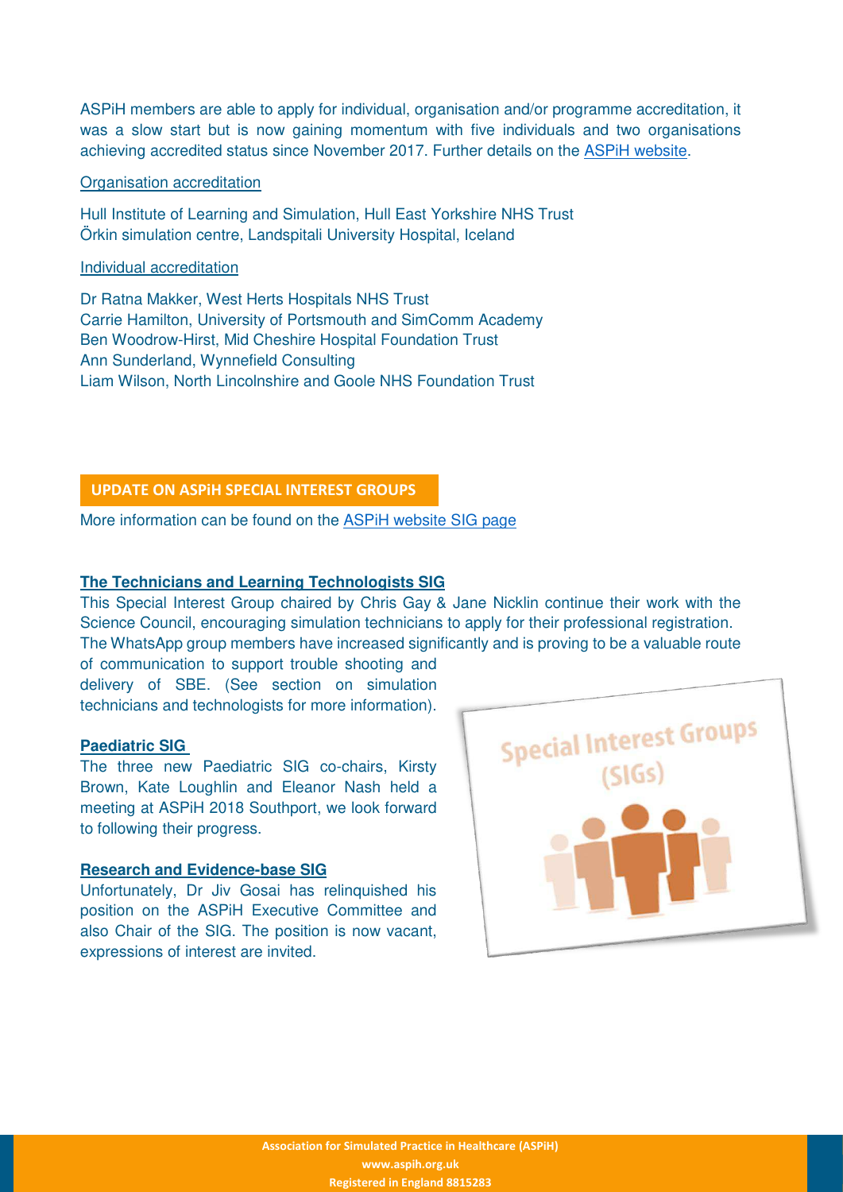ASPiH members are able to apply for individual, organisation and/or programme accreditation, it was a slow start but is now gaining momentum with five individuals and two organisations achieving accredited status since November 2017. Further details on the ASPiH website.

Organisation accreditation

Hull Institute of Learning and Simulation, Hull East Yorkshire NHS Trust
Örkin simulation centre, Landspitali University Hospital, Iceland

Individual accreditation

Dr Ratna Makker, West Herts Hospitals NHS Trust
Carrie Hamilton, University of Portsmouth and SimComm Academy
Ben Woodrow-Hirst, Mid Cheshire Hospital Foundation Trust
Ann Sunderland, Wynnefield Consulting
Liam Wilson, North Lincolnshire and Goole NHS Foundation Trust

## UPDATE ON ASPiH SPECIAL INTEREST GROUPS

More information can be found on the ASPiH website SIG page

### The Technicians and Learning Technologists SIG

This Special Interest Group chaired by Chris Gay & Jane Nicklin continue their work with the Science Council, encouraging simulation technicians to apply for their professional registration. The WhatsApp group members have increased significantly and is proving to be a valuable route of communication to support trouble shooting and delivery of SBE. (See section on simulation technicians and technologists for more information).

### Paediatric SIG

The three new Paediatric SIG co-chairs, Kirsty Brown, Kate Loughlin and Eleanor Nash held a meeting at ASPiH 2018 Southport, we look forward to following their progress.

### Research and Evidence-base SIG

Unfortunately, Dr Jiv Gosai has relinquished his position on the ASPiH Executive Committee and also Chair of the SIG. The position is now vacant, expressions of interest are invited.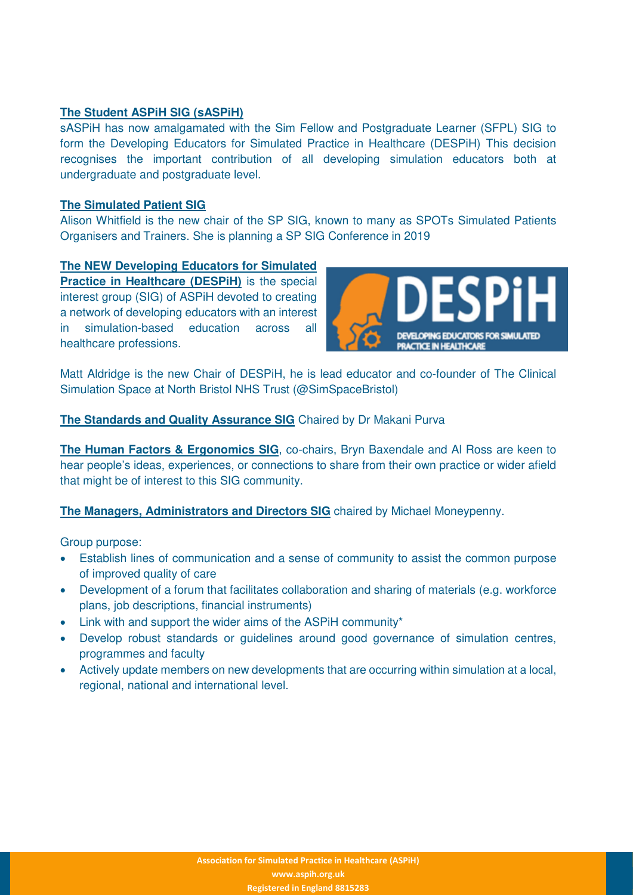**The Student ASPiH SIG (sASPiH)**

sASPiH has now amalgamated with the Sim Fellow and Postgraduate Learner (SFPL) SIG to form the Developing Educators for Simulated Practice in Healthcare (DESPiH) This decision recognises the important contribution of all developing simulation educators both at undergraduate and postgraduate level.

**The Simulated Patient SIG**

Alison Whitfield is the new chair of the SP SIG, known to many as SPOTs Simulated Patients Organisers and Trainers. She is planning a SP SIG Conference in 2019

**The NEW Developing Educators for Simulated Practice in Healthcare (DESPiH)** is the special interest group (SIG) of ASPiH devoted to creating a network of developing educators with an interest in simulation-based education across all healthcare professions.

Matt Aldridge is the new Chair of DESPiH, he is lead educator and co-founder of The Clinical Simulation Space at North Bristol NHS Trust (@SimSpaceBristol)

**The Standards and Quality Assurance SIG** Chaired by Dr Makani Purva

**The Human Factors & Ergonomics SIG**, co-chairs, Bryn Baxendale and Al Ross are keen to hear people's ideas, experiences, or connections to share from their own practice or wider afield that might be of interest to this SIG community.

**The Managers, Administrators and Directors SIG** chaired by Michael Moneypenny.

Group purpose:

- Establish lines of communication and a sense of community to assist the common purpose of improved quality of care
- Development of a forum that facilitates collaboration and sharing of materials (e.g. workforce plans, job descriptions, financial instruments)
- Link with and support the wider aims of the ASPiH community*
- Develop robust standards or guidelines around good governance of simulation centres, programmes and faculty
- Actively update members on new developments that are occurring within simulation at a local, regional, national and international level.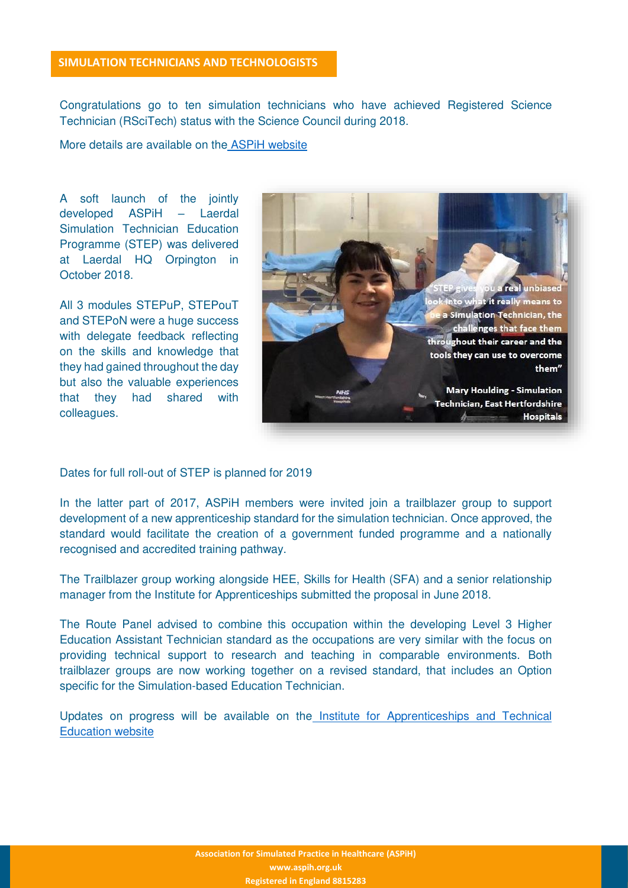## SIMULATION TECHNICIANS AND TECHNOLOGISTS

Congratulations go to ten simulation technicians who have achieved Registered Science Technician (RSciTech) status with the Science Council during 2018.

More details are available on the [ASPiH website]

A soft launch of the jointly developed ASPiH – Laerdal Simulation Technician Education Programme (STEP) was delivered at Laerdal HQ Orpington in October 2018.

All 3 modules STEPuP, STEPouT and STEPoN were a huge success with delegate feedback reflecting on the skills and knowledge that they had gained throughout the day but also the valuable experiences that they had shared with colleagues.

"STEP gives you a real unbiased look into what it really means to be a Simulation Technician, the challenges that face them throughout their career and the tools they can use to overcome them"

Mary Houlding - Simulation Technician, East Hertfordshire Hospitals

Dates for full roll-out of STEP is planned for 2019

In the latter part of 2017, ASPiH members were invited join a trailblazer group to support development of a new apprenticeship standard for the simulation technician. Once approved, the standard would facilitate the creation of a government funded programme and a nationally recognised and accredited training pathway.

The Trailblazer group working alongside HEE, Skills for Health (SFA) and a senior relationship manager from the Institute for Apprenticeships submitted the proposal in June 2018.

The Route Panel advised to combine this occupation within the developing Level 3 Higher Education Assistant Technician standard as the occupations are very similar with the focus on providing technical support to research and teaching in comparable environments. Both trailblazer groups are now working together on a revised standard, that includes an Option specific for the Simulation-based Education Technician.

Updates on progress will be available on the [Institute for Apprenticeships and Technical Education website]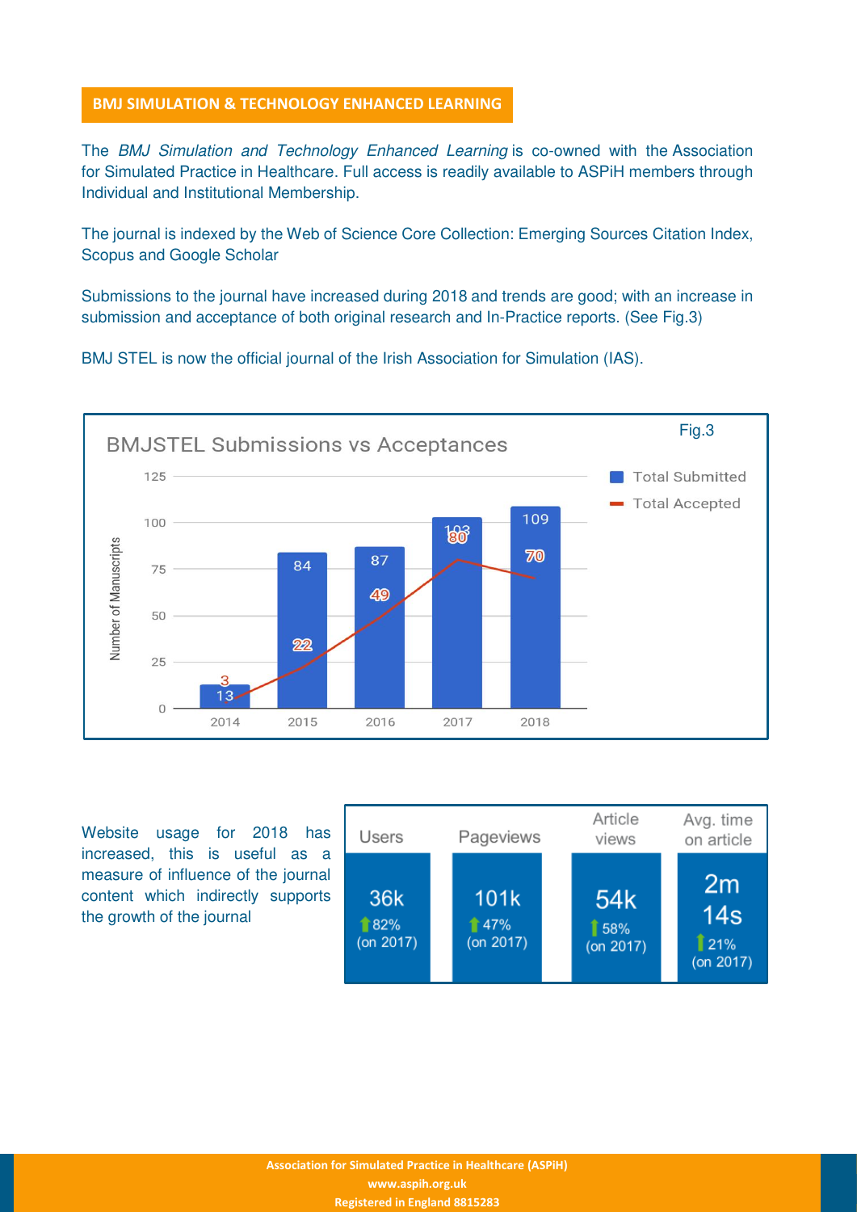## BMJ SIMULATION & TECHNOLOGY ENHANCED LEARNING

The *BMJ Simulation and Technology Enhanced Learning* is co-owned with the Association for Simulated Practice in Healthcare. Full access is readily available to ASPiH members through Individual and Institutional Membership.

The journal is indexed by the Web of Science Core Collection: Emerging Sources Citation Index, Scopus and Google Scholar

Submissions to the journal have increased during 2018 and trends are good; with an increase in submission and acceptance of both original research and In-Practice reports. (See Fig.3)

BMJ STEL is now the official journal of the Irish Association for Simulation (IAS).

Fig.3

**BMJSTEL Submissions vs Acceptances**

| Year | Total Submitted | Total Accepted |
|---|---|---|
| 2014 | 13 | 3 |
| 2015 | 84 | 22 |
| 2016 | 87 | 49 |
| 2017 | 103 | 80 |
| 2018 | 109 | 70 |

Website usage for 2018 has increased, this is useful as a measure of influence of the journal content which indirectly supports the growth of the journal

| Users | Pageviews | Article views | Avg. time on article |
|---|---|---|---|
| 36k ↑82% (on 2017) | 101k ↑47% (on 2017) | 54k ↑58% (on 2017) | 2m 14s ↑21% (on 2017) |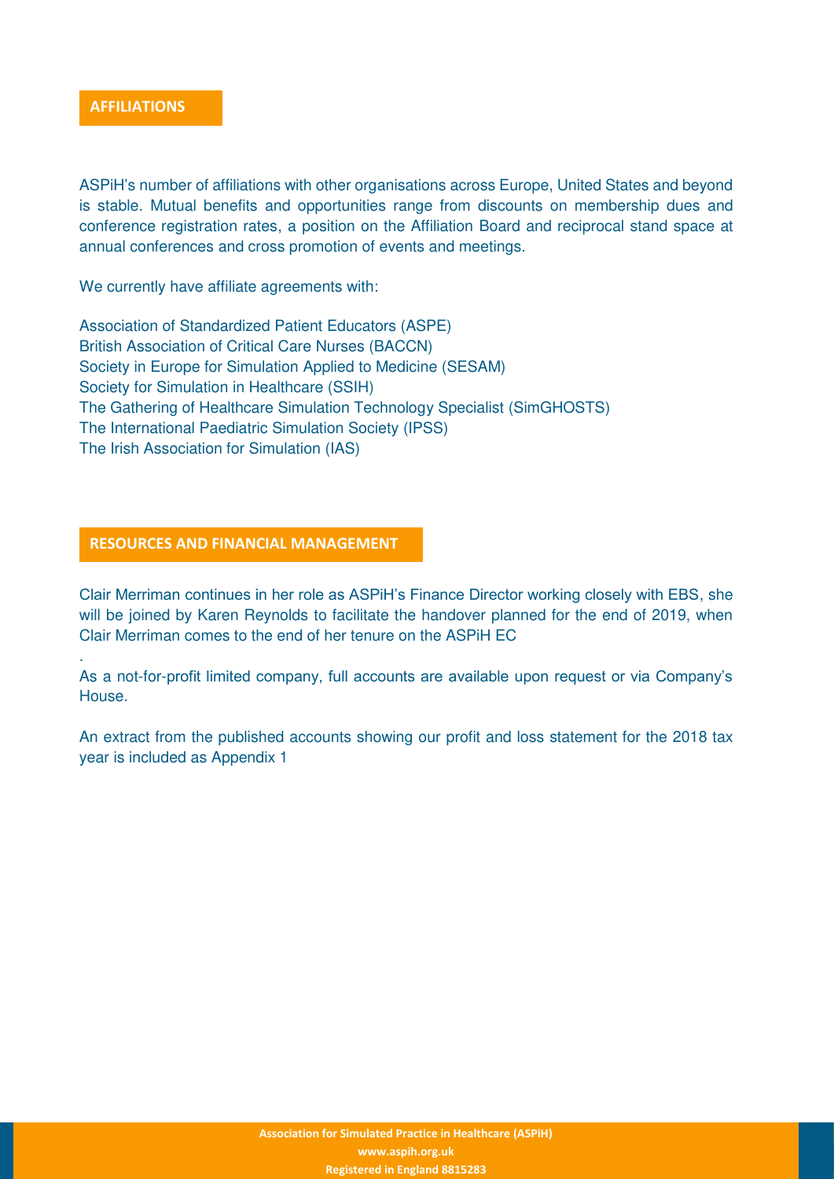## AFFILIATIONS

ASPiH's number of affiliations with other organisations across Europe, United States and beyond is stable. Mutual benefits and opportunities range from discounts on membership dues and conference registration rates, a position on the Affiliation Board and reciprocal stand space at annual conferences and cross promotion of events and meetings.

We currently have affiliate agreements with:

Association of Standardized Patient Educators (ASPE)
British Association of Critical Care Nurses (BACCN)
Society in Europe for Simulation Applied to Medicine (SESAM)
Society for Simulation in Healthcare (SSIH)
The Gathering of Healthcare Simulation Technology Specialist (SimGHOSTS)
The International Paediatric Simulation Society (IPSS)
The Irish Association for Simulation (IAS)

## RESOURCES AND FINANCIAL MANAGEMENT

Clair Merriman continues in her role as ASPiH's Finance Director working closely with EBS, she will be joined by Karen Reynolds to facilitate the handover planned for the end of 2019, when Clair Merriman comes to the end of her tenure on the ASPiH EC

.

As a not-for-profit limited company, full accounts are available upon request or via Company's House.

An extract from the published accounts showing our profit and loss statement for the 2018 tax year is included as Appendix 1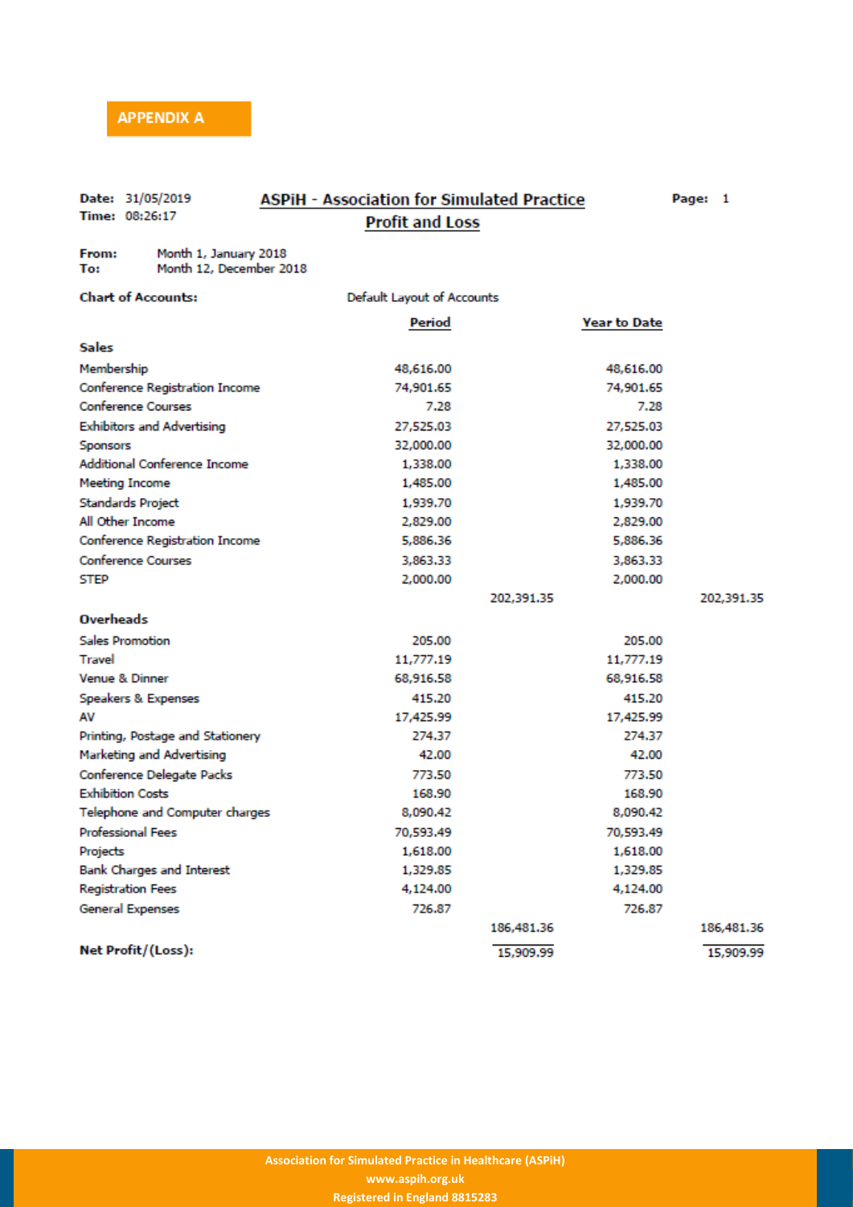**APPENDIX A**

**Date:** 31/05/2019
**Time:** 08:26:17

## ASPiH - Association for Simulated Practice
## Profit and Loss

**Page:** 1

**From:** Month 1, January 2018
**To:** Month 12, December 2018

**Chart of Accounts:** Default Layout of Accounts

| | Period | | Year to Date | |
|---|---|---|---|---|
| **Sales** | | | | |
| Membership | 48,616.00 | | 48,616.00 | |
| Conference Registration Income | 74,901.65 | | 74,901.65 | |
| Conference Courses | 7.28 | | 7.28 | |
| Exhibitors and Advertising | 27,525.03 | | 27,525.03 | |
| Sponsors | 32,000.00 | | 32,000.00 | |
| Additional Conference Income | 1,338.00 | | 1,338.00 | |
| Meeting Income | 1,485.00 | | 1,485.00 | |
| Standards Project | 1,939.70 | | 1,939.70 | |
| All Other Income | 2,829.00 | | 2,829.00 | |
| Conference Registration Income | 5,886.36 | | 5,886.36 | |
| Conference Courses | 3,863.33 | | 3,863.33 | |
| STEP | 2,000.00 | | 2,000.00 | |
| | | 202,391.35 | | 202,391.35 |
| **Overheads** | | | | |
| Sales Promotion | 205.00 | | 205.00 | |
| Travel | 11,777.19 | | 11,777.19 | |
| Venue & Dinner | 68,916.58 | | 68,916.58 | |
| Speakers & Expenses | 415.20 | | 415.20 | |
| AV | 17,425.99 | | 17,425.99 | |
| Printing, Postage and Stationery | 274.37 | | 274.37 | |
| Marketing and Advertising | 42.00 | | 42.00 | |
| Conference Delegate Packs | 773.50 | | 773.50 | |
| Exhibition Costs | 168.90 | | 168.90 | |
| Telephone and Computer charges | 8,090.42 | | 8,090.42 | |
| Professional Fees | 70,593.49 | | 70,593.49 | |
| Projects | 1,618.00 | | 1,618.00 | |
| Bank Charges and Interest | 1,329.85 | | 1,329.85 | |
| Registration Fees | 4,124.00 | | 4,124.00 | |
| General Expenses | 726.87 | | 726.87 | |
| | | 186,481.36 | | 186,481.36 |
| **Net Profit/(Loss):** | | 15,909.99 | | 15,909.99 |

Association for Simulated Practice in Healthcare (ASPiH)
www.aspih.org.uk
Registered in England 8815283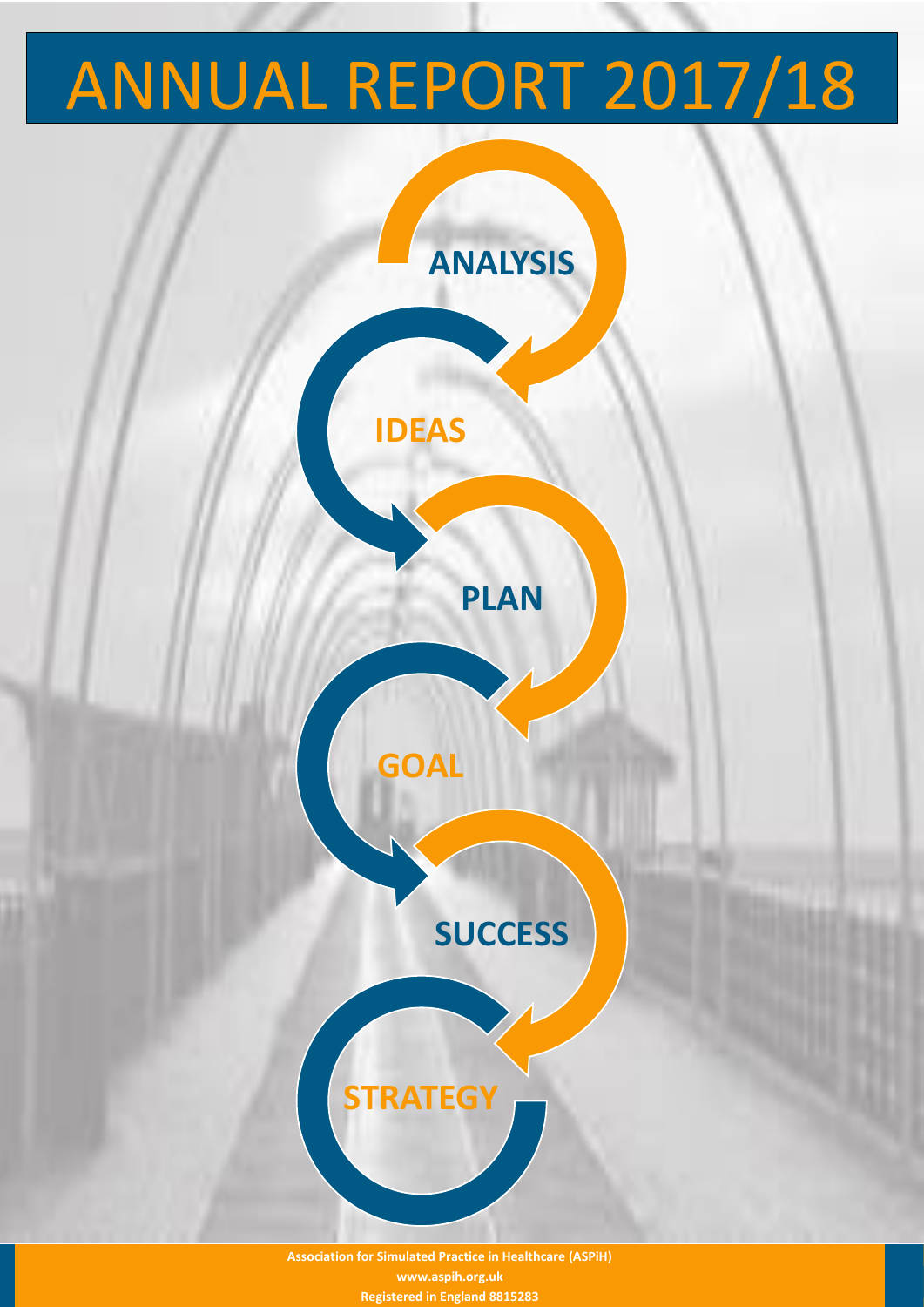# ANNUAL REPORT 2017/18

ANALYSIS

IDEAS

PLAN

GOAL

SUCCESS

STRATEGY

**Association for Simulated Practice in Healthcare (ASPiH)**
**www.aspih.org.uk**
**Registered in England 8815283**